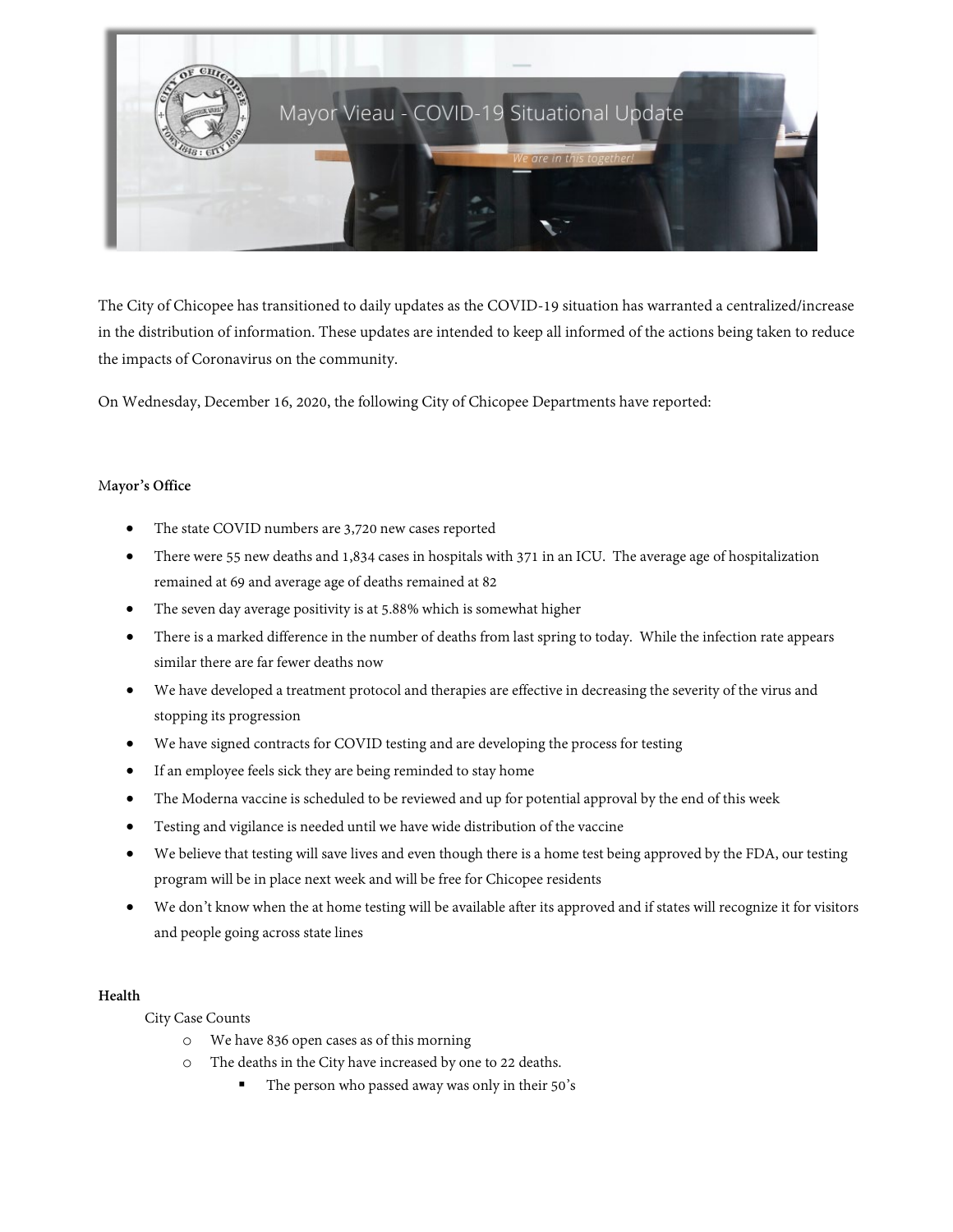Mayor Vieau - COVID-19 Situational Update

*We are in this together!*

The City of Chicopee has transitioned to daily updates as the COVID-19 situation has warranted a centralized/increase in the distribution of information. These updates are intended to keep all informed of the actions being taken to reduce the impacts of Coronavirus on the community.

On Wednesday, December 16, 2020, the following City of Chicopee Departments have reported:

**Mayor's Office**

- The state COVID numbers are 3,720 new cases reported
- There were 55 new deaths and 1,834 cases in hospitals with 371 in an ICU. The average age of hospitalization remained at 69 and average age of deaths remained at 82
- The seven day average positivity is at 5.88% which is somewhat higher
- There is a marked difference in the number of deaths from last spring to today. While the infection rate appears similar there are far fewer deaths now
- We have developed a treatment protocol and therapies are effective in decreasing the severity of the virus and stopping its progression
- We have signed contracts for COVID testing and are developing the process for testing
- If an employee feels sick they are being reminded to stay home
- The Moderna vaccine is scheduled to be reviewed and up for potential approval by the end of this week
- Testing and vigilance is needed until we have wide distribution of the vaccine
- We believe that testing will save lives and even though there is a home test being approved by the FDA, our testing program will be in place next week and will be free for Chicopee residents
- We don't know when the at home testing will be available after its approved and if states will recognize it for visitors and people going across state lines

**Health**

City Case Counts

- We have 836 open cases as of this morning
- The deaths in the City have increased by one to 22 deaths.
  - The person who passed away was only in their 50's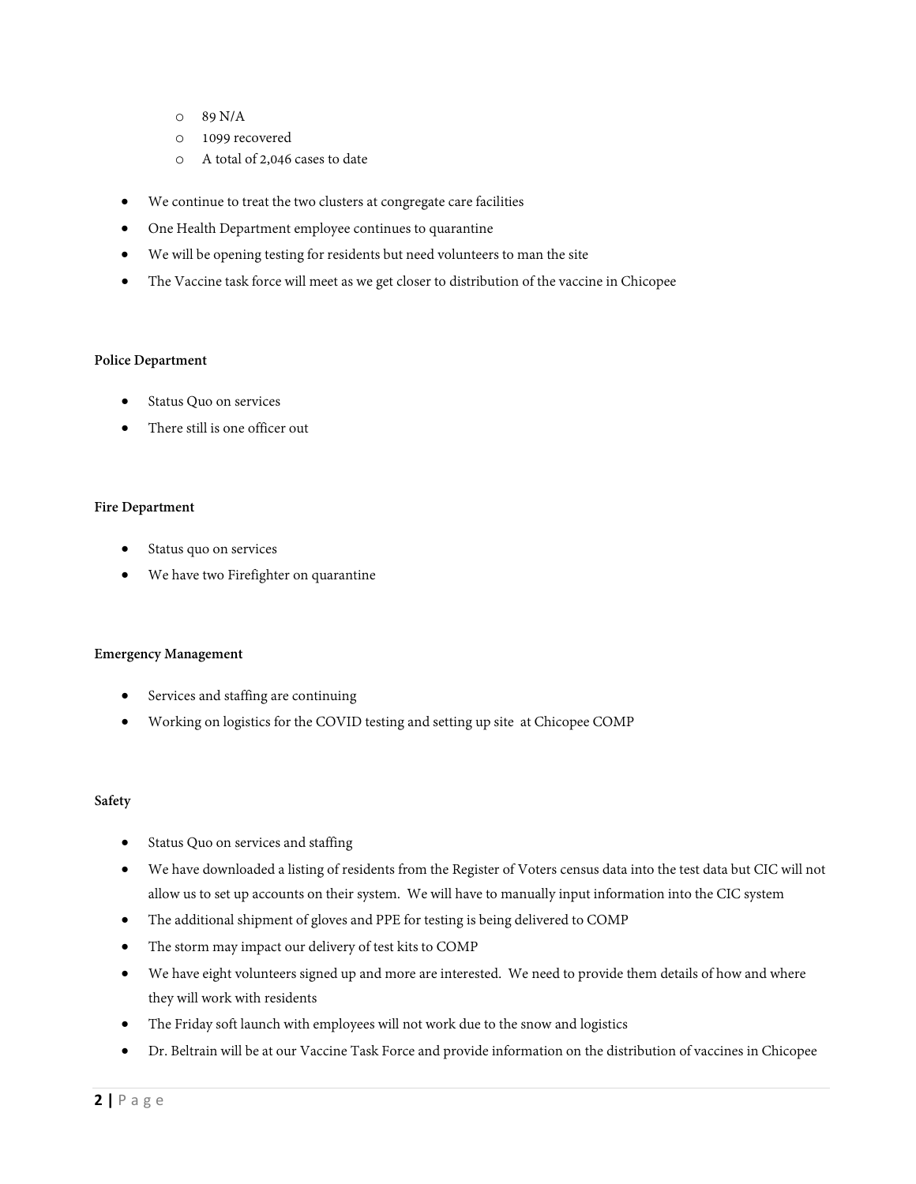- 89 N/A
  - 1099 recovered
  - A total of 2,046 cases to date

- We continue to treat the two clusters at congregate care facilities
- One Health Department employee continues to quarantine
- We will be opening testing for residents but need volunteers to man the site
- The Vaccine task force will meet as we get closer to distribution of the vaccine in Chicopee

**Police Department**

- Status Quo on services
- There still is one officer out

**Fire Department**

- Status quo on services
- We have two Firefighter on quarantine

**Emergency Management**

- Services and staffing are continuing
- Working on logistics for the COVID testing and setting up site at Chicopee COMP

**Safety**

- Status Quo on services and staffing
- We have downloaded a listing of residents from the Register of Voters census data into the test data but CIC will not allow us to set up accounts on their system. We will have to manually input information into the CIC system
- The additional shipment of gloves and PPE for testing is being delivered to COMP
- The storm may impact our delivery of test kits to COMP
- We have eight volunteers signed up and more are interested. We need to provide them details of how and where they will work with residents
- The Friday soft launch with employees will not work due to the snow and logistics
- Dr. Beltrain will be at our Vaccine Task Force and provide information on the distribution of vaccines in Chicopee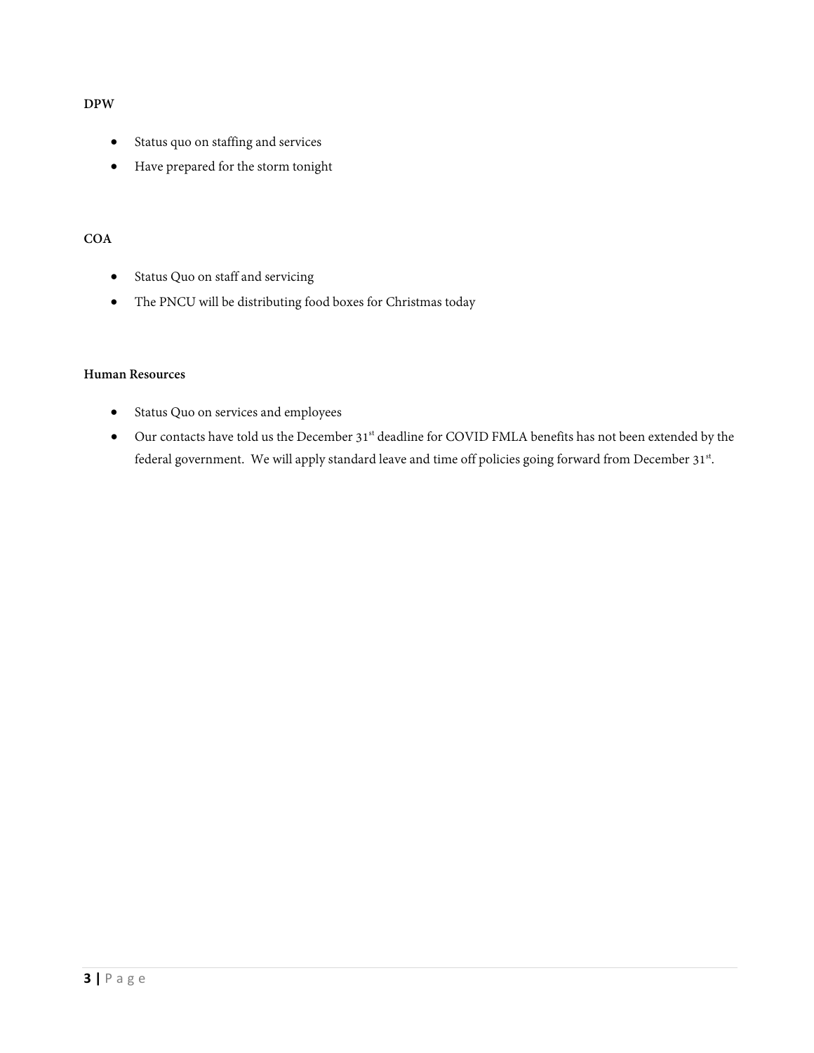**DPW**

- Status quo on staffing and services
- Have prepared for the storm tonight

**COA**

- Status Quo on staff and servicing
- The PNCU will be distributing food boxes for Christmas today

**Human Resources**

- Status Quo on services and employees
- Our contacts have told us the December 31st deadline for COVID FMLA benefits has not been extended by the federal government. We will apply standard leave and time off policies going forward from December 31st.